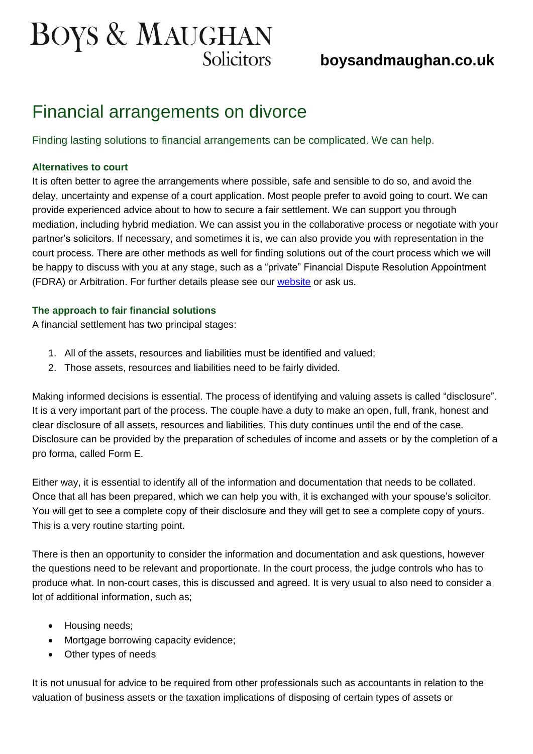# BOYS & MAUGHAN Solicitors

**boysandmaughan.co.uk**

# Financial arrangements on divorce

Finding lasting solutions to financial arrangements can be complicated. We can help.

### Alternatives to court

It is often better to agree the arrangements where possible, safe and sensible to do so, and avoid the delay, uncertainty and expense of a court application. Most people prefer to avoid going to court. We can provide experienced advice about to how to secure a fair settlement. We can support you through mediation, including hybrid mediation. We can assist you in the collaborative process or negotiate with your partner's solicitors. If necessary, and sometimes it is, we can also provide you with representation in the court process. There are other methods as well for finding solutions out of the court process which we will be happy to discuss with you at any stage, such as a "private" Financial Dispute Resolution Appointment (FDRA) or Arbitration. For further details please see our [website](boysandmaughan.co.uk) or ask us.

### The approach to fair financial solutions

A financial settlement has two principal stages:

1. All of the assets, resources and liabilities must be identified and valued;
2. Those assets, resources and liabilities need to be fairly divided.

Making informed decisions is essential. The process of identifying and valuing assets is called "disclosure". It is a very important part of the process. The couple have a duty to make an open, full, frank, honest and clear disclosure of all assets, resources and liabilities. This duty continues until the end of the case. Disclosure can be provided by the preparation of schedules of income and assets or by the completion of a pro forma, called Form E.

Either way, it is essential to identify all of the information and documentation that needs to be collated. Once that all has been prepared, which we can help you with, it is exchanged with your spouse's solicitor. You will get to see a complete copy of their disclosure and they will get to see a complete copy of yours. This is a very routine starting point.

There is then an opportunity to consider the information and documentation and ask questions, however the questions need to be relevant and proportionate. In the court process, the judge controls who has to produce what. In non-court cases, this is discussed and agreed. It is very usual to also need to consider a lot of additional information, such as;

- Housing needs;
- Mortgage borrowing capacity evidence;
- Other types of needs

It is not unusual for advice to be required from other professionals such as accountants in relation to the valuation of business assets or the taxation implications of disposing of certain types of assets or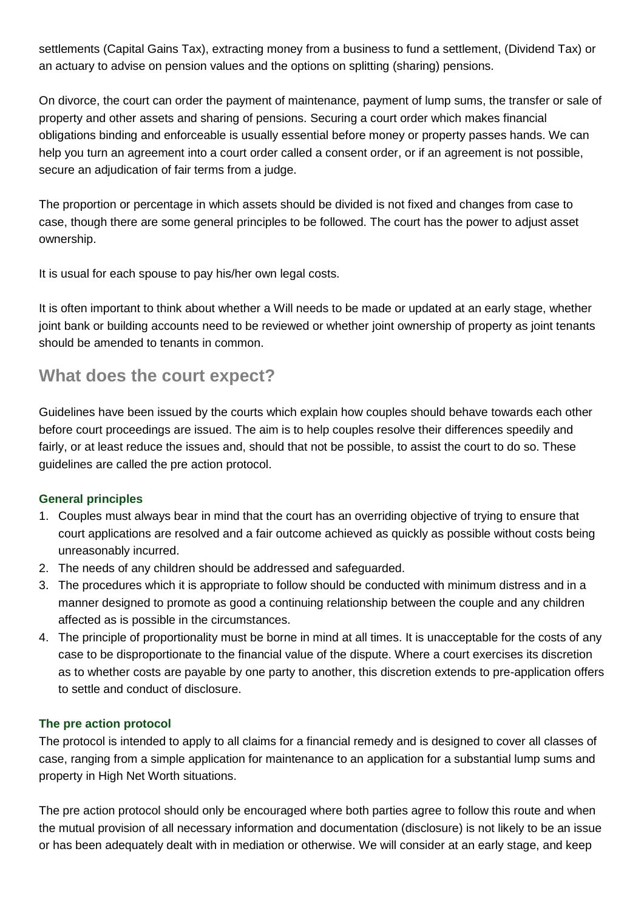settlements (Capital Gains Tax), extracting money from a business to fund a settlement, (Dividend Tax) or an actuary to advise on pension values and the options on splitting (sharing) pensions.

On divorce, the court can order the payment of maintenance, payment of lump sums, the transfer or sale of property and other assets and sharing of pensions. Securing a court order which makes financial obligations binding and enforceable is usually essential before money or property passes hands. We can help you turn an agreement into a court order called a consent order, or if an agreement is not possible, secure an adjudication of fair terms from a judge.

The proportion or percentage in which assets should be divided is not fixed and changes from case to case, though there are some general principles to be followed. The court has the power to adjust asset ownership.

It is usual for each spouse to pay his/her own legal costs.

It is often important to think about whether a Will needs to be made or updated at an early stage, whether joint bank or building accounts need to be reviewed or whether joint ownership of property as joint tenants should be amended to tenants in common.

## What does the court expect?

Guidelines have been issued by the courts which explain how couples should behave towards each other before court proceedings are issued. The aim is to help couples resolve their differences speedily and fairly, or at least reduce the issues and, should that not be possible, to assist the court to do so. These guidelines are called the pre action protocol.

### General principles

1. Couples must always bear in mind that the court has an overriding objective of trying to ensure that court applications are resolved and a fair outcome achieved as quickly as possible without costs being unreasonably incurred.
2. The needs of any children should be addressed and safeguarded.
3. The procedures which it is appropriate to follow should be conducted with minimum distress and in a manner designed to promote as good a continuing relationship between the couple and any children affected as is possible in the circumstances.
4. The principle of proportionality must be borne in mind at all times. It is unacceptable for the costs of any case to be disproportionate to the financial value of the dispute. Where a court exercises its discretion as to whether costs are payable by one party to another, this discretion extends to pre-application offers to settle and conduct of disclosure.

### The pre action protocol

The protocol is intended to apply to all claims for a financial remedy and is designed to cover all classes of case, ranging from a simple application for maintenance to an application for a substantial lump sums and property in High Net Worth situations.

The pre action protocol should only be encouraged where both parties agree to follow this route and when the mutual provision of all necessary information and documentation (disclosure) is not likely to be an issue or has been adequately dealt with in mediation or otherwise. We will consider at an early stage, and keep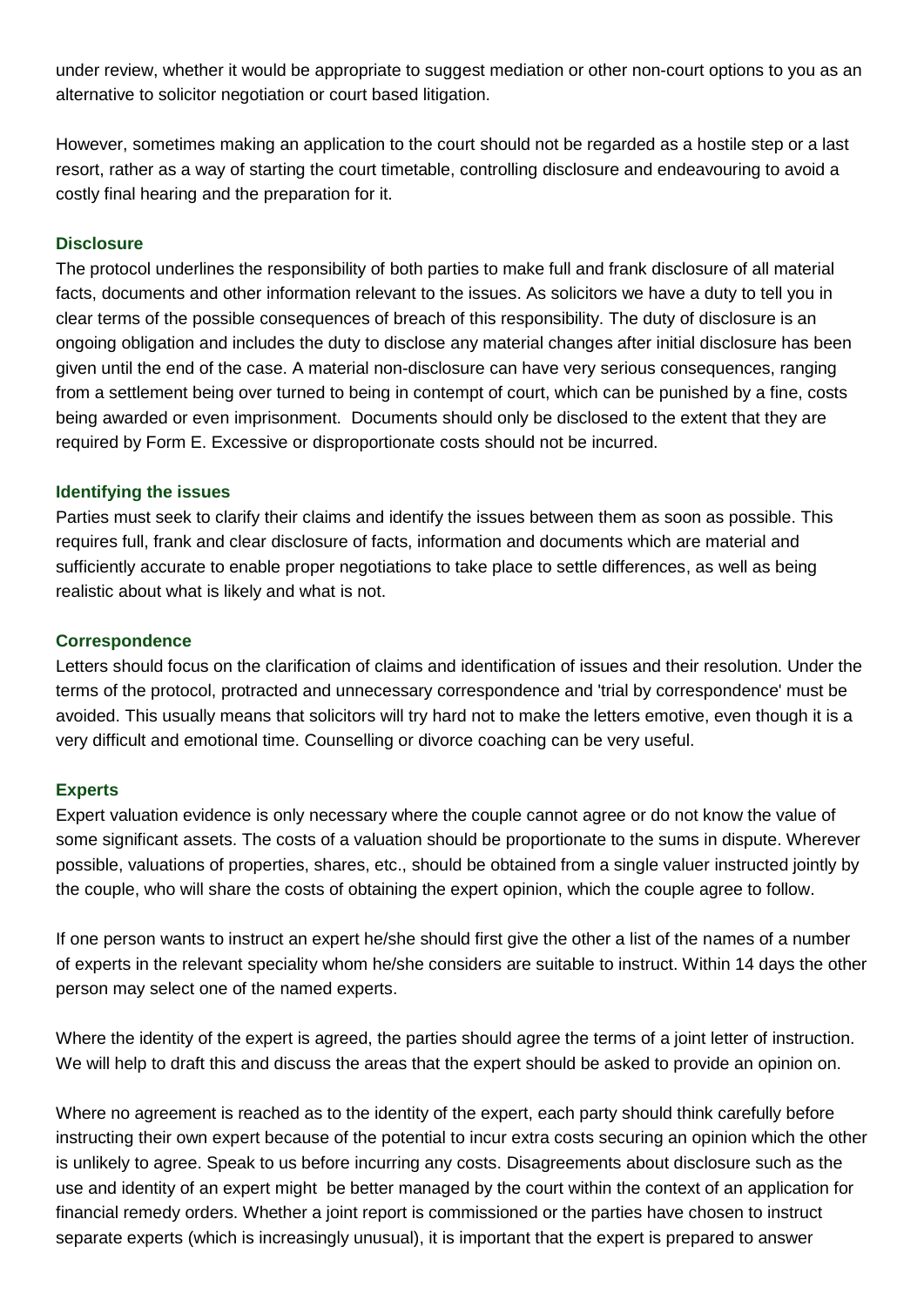under review, whether it would be appropriate to suggest mediation or other non-court options to you as an alternative to solicitor negotiation or court based litigation.

However, sometimes making an application to the court should not be regarded as a hostile step or a last resort, rather as a way of starting the court timetable, controlling disclosure and endeavouring to avoid a costly final hearing and the preparation for it.

### Disclosure

The protocol underlines the responsibility of both parties to make full and frank disclosure of all material facts, documents and other information relevant to the issues. As solicitors we have a duty to tell you in clear terms of the possible consequences of breach of this responsibility. The duty of disclosure is an ongoing obligation and includes the duty to disclose any material changes after initial disclosure has been given until the end of the case. A material non-disclosure can have very serious consequences, ranging from a settlement being over turned to being in contempt of court, which can be punished by a fine, costs being awarded or even imprisonment. Documents should only be disclosed to the extent that they are required by Form E. Excessive or disproportionate costs should not be incurred.

### Identifying the issues

Parties must seek to clarify their claims and identify the issues between them as soon as possible. This requires full, frank and clear disclosure of facts, information and documents which are material and sufficiently accurate to enable proper negotiations to take place to settle differences, as well as being realistic about what is likely and what is not.

### Correspondence

Letters should focus on the clarification of claims and identification of issues and their resolution. Under the terms of the protocol, protracted and unnecessary correspondence and 'trial by correspondence' must be avoided. This usually means that solicitors will try hard not to make the letters emotive, even though it is a very difficult and emotional time. Counselling or divorce coaching can be very useful.

### Experts

Expert valuation evidence is only necessary where the couple cannot agree or do not know the value of some significant assets. The costs of a valuation should be proportionate to the sums in dispute. Wherever possible, valuations of properties, shares, etc., should be obtained from a single valuer instructed jointly by the couple, who will share the costs of obtaining the expert opinion, which the couple agree to follow.

If one person wants to instruct an expert he/she should first give the other a list of the names of a number of experts in the relevant speciality whom he/she considers are suitable to instruct. Within 14 days the other person may select one of the named experts.

Where the identity of the expert is agreed, the parties should agree the terms of a joint letter of instruction. We will help to draft this and discuss the areas that the expert should be asked to provide an opinion on.

Where no agreement is reached as to the identity of the expert, each party should think carefully before instructing their own expert because of the potential to incur extra costs securing an opinion which the other is unlikely to agree. Speak to us before incurring any costs. Disagreements about disclosure such as the use and identity of an expert might be better managed by the court within the context of an application for financial remedy orders. Whether a joint report is commissioned or the parties have chosen to instruct separate experts (which is increasingly unusual), it is important that the expert is prepared to answer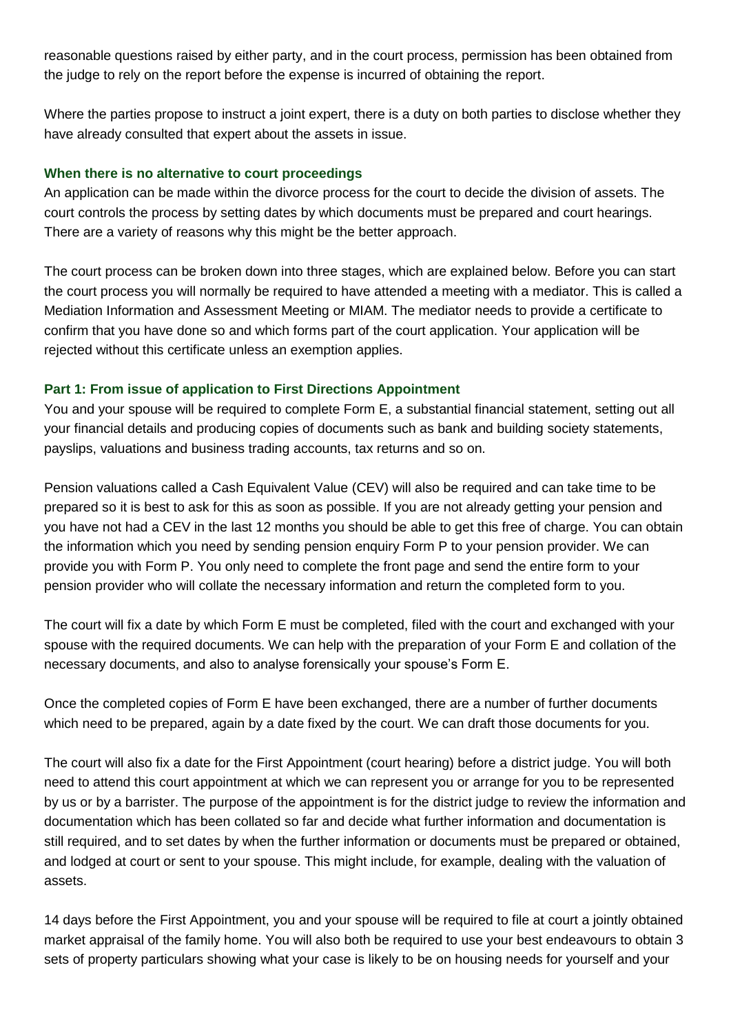reasonable questions raised by either party, and in the court process, permission has been obtained from the judge to rely on the report before the expense is incurred of obtaining the report.

Where the parties propose to instruct a joint expert, there is a duty on both parties to disclose whether they have already consulted that expert about the assets in issue.

### When there is no alternative to court proceedings

An application can be made within the divorce process for the court to decide the division of assets. The court controls the process by setting dates by which documents must be prepared and court hearings. There are a variety of reasons why this might be the better approach.

The court process can be broken down into three stages, which are explained below. Before you can start the court process you will normally be required to have attended a meeting with a mediator. This is called a Mediation Information and Assessment Meeting or MIAM. The mediator needs to provide a certificate to confirm that you have done so and which forms part of the court application. Your application will be rejected without this certificate unless an exemption applies.

### Part 1: From issue of application to First Directions Appointment

You and your spouse will be required to complete Form E, a substantial financial statement, setting out all your financial details and producing copies of documents such as bank and building society statements, payslips, valuations and business trading accounts, tax returns and so on.

Pension valuations called a Cash Equivalent Value (CEV) will also be required and can take time to be prepared so it is best to ask for this as soon as possible. If you are not already getting your pension and you have not had a CEV in the last 12 months you should be able to get this free of charge. You can obtain the information which you need by sending pension enquiry Form P to your pension provider. We can provide you with Form P. You only need to complete the front page and send the entire form to your pension provider who will collate the necessary information and return the completed form to you.

The court will fix a date by which Form E must be completed, filed with the court and exchanged with your spouse with the required documents. We can help with the preparation of your Form E and collation of the necessary documents, and also to analyse forensically your spouse's Form E.

Once the completed copies of Form E have been exchanged, there are a number of further documents which need to be prepared, again by a date fixed by the court. We can draft those documents for you.

The court will also fix a date for the First Appointment (court hearing) before a district judge. You will both need to attend this court appointment at which we can represent you or arrange for you to be represented by us or by a barrister. The purpose of the appointment is for the district judge to review the information and documentation which has been collated so far and decide what further information and documentation is still required, and to set dates by when the further information or documents must be prepared or obtained, and lodged at court or sent to your spouse. This might include, for example, dealing with the valuation of assets.

14 days before the First Appointment, you and your spouse will be required to file at court a jointly obtained market appraisal of the family home. You will also both be required to use your best endeavours to obtain 3 sets of property particulars showing what your case is likely to be on housing needs for yourself and your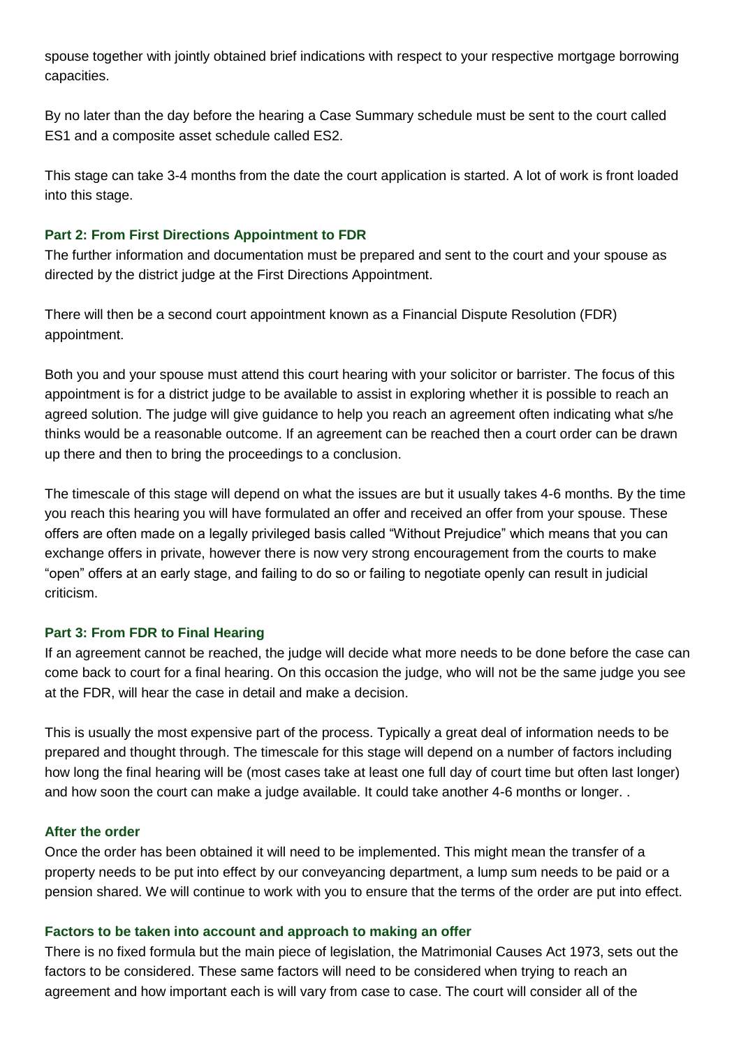spouse together with jointly obtained brief indications with respect to your respective mortgage borrowing capacities.

By no later than the day before the hearing a Case Summary schedule must be sent to the court called ES1 and a composite asset schedule called ES2.

This stage can take 3-4 months from the date the court application is started. A lot of work is front loaded into this stage.

### Part 2: From First Directions Appointment to FDR

The further information and documentation must be prepared and sent to the court and your spouse as directed by the district judge at the First Directions Appointment.

There will then be a second court appointment known as a Financial Dispute Resolution (FDR) appointment.

Both you and your spouse must attend this court hearing with your solicitor or barrister. The focus of this appointment is for a district judge to be available to assist in exploring whether it is possible to reach an agreed solution. The judge will give guidance to help you reach an agreement often indicating what s/he thinks would be a reasonable outcome. If an agreement can be reached then a court order can be drawn up there and then to bring the proceedings to a conclusion.

The timescale of this stage will depend on what the issues are but it usually takes 4-6 months. By the time you reach this hearing you will have formulated an offer and received an offer from your spouse. These offers are often made on a legally privileged basis called "Without Prejudice" which means that you can exchange offers in private, however there is now very strong encouragement from the courts to make "open" offers at an early stage, and failing to do so or failing to negotiate openly can result in judicial criticism.

### Part 3: From FDR to Final Hearing

If an agreement cannot be reached, the judge will decide what more needs to be done before the case can come back to court for a final hearing. On this occasion the judge, who will not be the same judge you see at the FDR, will hear the case in detail and make a decision.

This is usually the most expensive part of the process. Typically a great deal of information needs to be prepared and thought through. The timescale for this stage will depend on a number of factors including how long the final hearing will be (most cases take at least one full day of court time but often last longer) and how soon the court can make a judge available. It could take another 4-6 months or longer. .

### After the order

Once the order has been obtained it will need to be implemented. This might mean the transfer of a property needs to be put into effect by our conveyancing department, a lump sum needs to be paid or a pension shared. We will continue to work with you to ensure that the terms of the order are put into effect.

### Factors to be taken into account and approach to making an offer

There is no fixed formula but the main piece of legislation, the Matrimonial Causes Act 1973, sets out the factors to be considered. These same factors will need to be considered when trying to reach an agreement and how important each is will vary from case to case. The court will consider all of the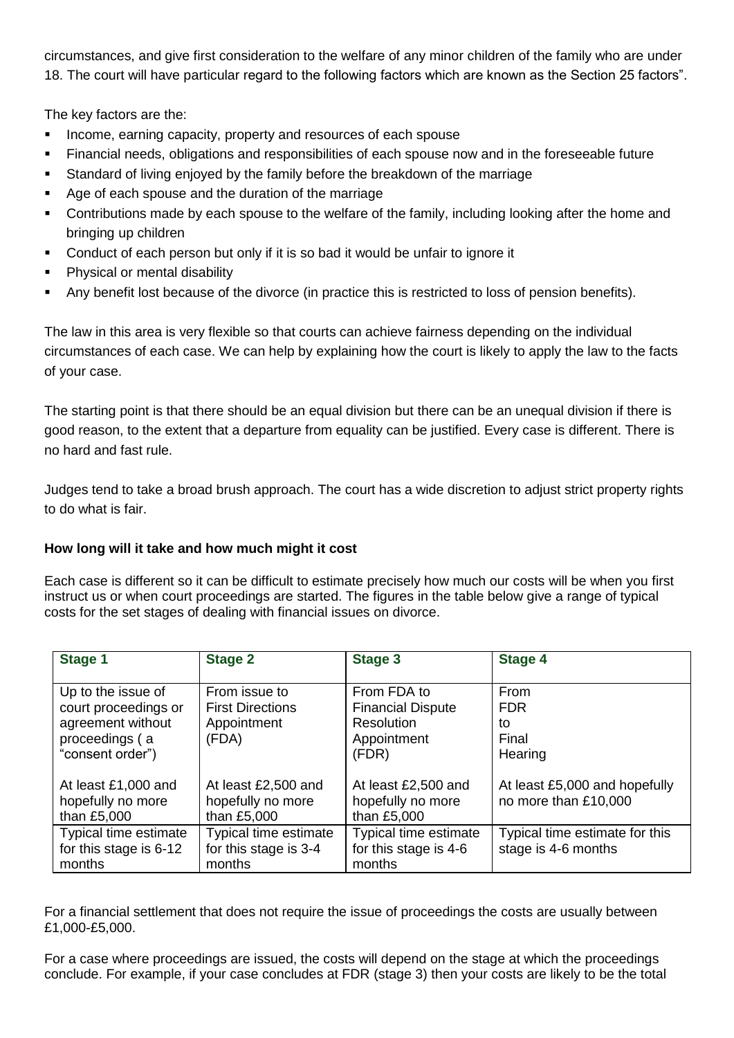circumstances, and give first consideration to the welfare of any minor children of the family who are under 18. The court will have particular regard to the following factors which are known as the Section 25 factors".

The key factors are the:

- Income, earning capacity, property and resources of each spouse
- Financial needs, obligations and responsibilities of each spouse now and in the foreseeable future
- Standard of living enjoyed by the family before the breakdown of the marriage
- Age of each spouse and the duration of the marriage
- Contributions made by each spouse to the welfare of the family, including looking after the home and bringing up children
- Conduct of each person but only if it is so bad it would be unfair to ignore it
- Physical or mental disability
- Any benefit lost because of the divorce (in practice this is restricted to loss of pension benefits).

The law in this area is very flexible so that courts can achieve fairness depending on the individual circumstances of each case. We can help by explaining how the court is likely to apply the law to the facts of your case.

The starting point is that there should be an equal division but there can be an unequal division if there is good reason, to the extent that a departure from equality can be justified. Every case is different. There is no hard and fast rule.

Judges tend to take a broad brush approach. The court has a wide discretion to adjust strict property rights to do what is fair.

**How long will it take and how much might it cost**

Each case is different so it can be difficult to estimate precisely how much our costs will be when you first instruct us or when court proceedings are started. The figures in the table below give a range of typical costs for the set stages of dealing with financial issues on divorce.

| Stage 1 | Stage 2 | Stage 3 | Stage 4 |
|---|---|---|---|
| Up to the issue of court proceedings or agreement without proceedings ( a "consent order")<br><br>At least £1,000 and hopefully no more than £5,000 | From issue to First Directions Appointment (FDA)<br><br>At least £2,500 and hopefully no more than £5,000 | From FDA to Financial Dispute Resolution Appointment (FDR)<br><br>At least £2,500 and hopefully no more than £5,000 | From FDR to Final Hearing<br><br>At least £5,000 and hopefully no more than £10,000 |
| Typical time estimate for this stage is 6-12 months | Typical time estimate for this stage is 3-4 months | Typical time estimate for this stage is 4-6 months | Typical time estimate for this stage is 4-6 months |

For a financial settlement that does not require the issue of proceedings the costs are usually between £1,000-£5,000.

For a case where proceedings are issued, the costs will depend on the stage at which the proceedings conclude. For example, if your case concludes at FDR (stage 3) then your costs are likely to be the total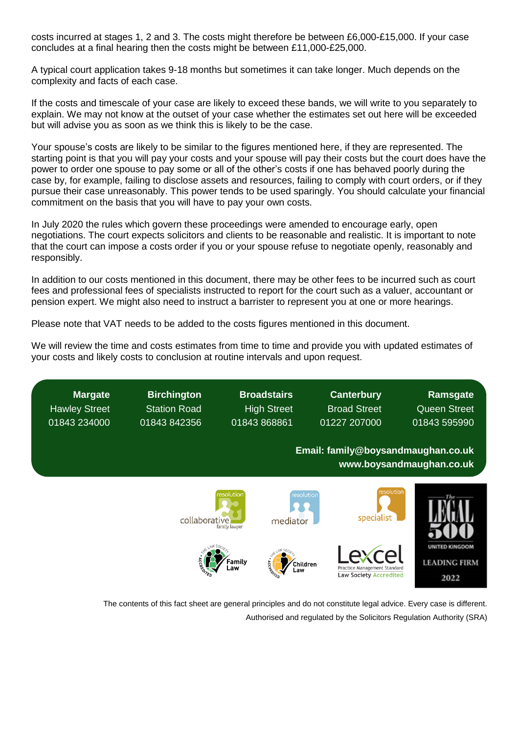costs incurred at stages 1, 2 and 3. The costs might therefore be between £6,000-£15,000. If your case concludes at a final hearing then the costs might be between £11,000-£25,000.

A typical court application takes 9-18 months but sometimes it can take longer. Much depends on the complexity and facts of each case.

If the costs and timescale of your case are likely to exceed these bands, we will write to you separately to explain. We may not know at the outset of your case whether the estimates set out here will be exceeded but will advise you as soon as we think this is likely to be the case.

Your spouse's costs are likely to be similar to the figures mentioned here, if they are represented. The starting point is that you will pay your costs and your spouse will pay their costs but the court does have the power to order one spouse to pay some or all of the other's costs if one has behaved poorly during the case by, for example, failing to disclose assets and resources, failing to comply with court orders, or if they pursue their case unreasonably. This power tends to be used sparingly. You should calculate your financial commitment on the basis that you will have to pay your own costs.

In July 2020 the rules which govern these proceedings were amended to encourage early, open negotiations. The court expects solicitors and clients to be reasonable and realistic. It is important to note that the court can impose a costs order if you or your spouse refuse to negotiate openly, reasonably and responsibly.

In addition to our costs mentioned in this document, there may be other fees to be incurred such as court fees and professional fees of specialists instructed to report for the court such as a valuer, accountant or pension expert. We might also need to instruct a barrister to represent you at one or more hearings.

Please note that VAT needs to be added to the costs figures mentioned in this document.

We will review the time and costs estimates from time to time and provide you with updated estimates of your costs and likely costs to conclusion at routine intervals and upon request.

| **Margate** | **Birchington** | **Broadstairs** | **Canterbury** | **Ramsgate** |
|---|---|---|---|---|
| Hawley Street | Station Road | High Street | Broad Street | Queen Street |
| 01843 234000 | 01843 842356 | 01843 868861 | 01227 207000 | 01843 595990 |

**Email: family@boysandmaughan.co.uk**
**www.boysandmaughan.co.uk**

resolution collaborative family lawyer

resolution mediator

resolution specialist

The Legal 500 United Kingdom Leading Firm 2022

The Law Society Accredited Family Law

The Law Society Accredited Children Law

Lexcel Practice Management Standard Law Society Accredited

The contents of this fact sheet are general principles and do not constitute legal advice. Every case is different.

Authorised and regulated by the Solicitors Regulation Authority (SRA)